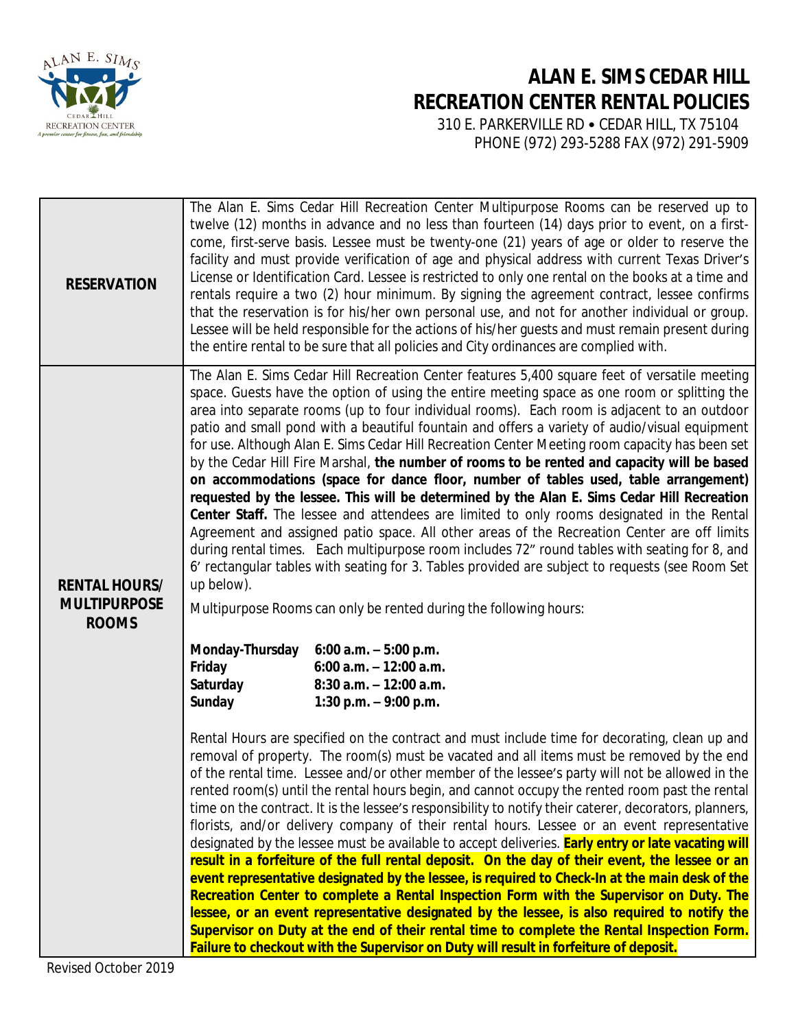# ALAN E. SIMS CEDAR HILL RECREATION CENTER RENTAL POLICIES

310 E. PARKERVILLE RD • CEDAR HILL, TX 75104
PHONE (972) 293-5288 FAX (972) 291-5909

| | |
|---|---|
| **RESERVATION** | The Alan E. Sims Cedar Hill Recreation Center Multipurpose Rooms can be reserved up to twelve (12) months in advance and no less than fourteen (14) days prior to event, on a first-come, first-serve basis. Lessee must be twenty-one (21) years of age or older to reserve the facility and must provide verification of age and physical address with current Texas Driver's License or Identification Card. Lessee is restricted to only one rental on the books at a time and rentals require a two (2) hour minimum. By signing the agreement contract, lessee confirms that the reservation is for his/her own personal use, and not for another individual or group. Lessee will be held responsible for the actions of his/her guests and must remain present during the entire rental to be sure that all policies and City ordinances are complied with. |
| **RENTAL HOURS/ MULTIPURPOSE ROOMS** | The Alan E. Sims Cedar Hill Recreation Center features 5,400 square feet of versatile meeting space. Guests have the option of using the entire meeting space as one room or splitting the area into separate rooms (up to four individual rooms). Each room is adjacent to an outdoor patio and small pond with a beautiful fountain and offers a variety of audio/visual equipment for use. Although Alan E. Sims Cedar Hill Recreation Center Meeting room capacity has been set by the Cedar Hill Fire Marshal, **the number of rooms to be rented and capacity will be based on accommodations (space for dance floor, number of tables used, table arrangement) requested by the lessee. This will be determined by the Alan E. Sims Cedar Hill Recreation Center Staff.** The lessee and attendees are limited to only rooms designated in the Rental Agreement and assigned patio space. All other areas of the Recreation Center are off limits during rental times. Each multipurpose room includes 72" round tables with seating for 8, and 6' rectangular tables with seating for 3. Tables provided are subject to requests (see Room Set up below).<br><br>Multipurpose Rooms can only be rented during the following hours:<br><br>**Monday-Thursday** **6:00 a.m. – 5:00 p.m.**<br>**Friday** **6:00 a.m. – 12:00 a.m.**<br>**Saturday** **8:30 a.m. – 12:00 a.m.**<br>**Sunday** **1:30 p.m. – 9:00 p.m.**<br><br>Rental Hours are specified on the contract and must include time for decorating, clean up and removal of property. The room(s) must be vacated and all items must be removed by the end of the rental time. Lessee and/or other member of the lessee's party will not be allowed in the rented room(s) until the rental hours begin, and cannot occupy the rented room past the rental time on the contract. It is the lessee's responsibility to notify their caterer, decorators, planners, florists, and/or delivery company of their rental hours. Lessee or an event representative designated by the lessee must be available to accept deliveries. **Early entry or late vacating will result in a forfeiture of the full rental deposit. On the day of their event, the lessee or an event representative designated by the lessee, is required to Check-In at the main desk of the Recreation Center to complete a Rental Inspection Form with the Supervisor on Duty. The lessee, or an event representative designated by the lessee, is also required to notify the Supervisor on Duty at the end of their rental time to complete the Rental Inspection Form. Failure to checkout with the Supervisor on Duty will result in forfeiture of deposit.** |

Revised October 2019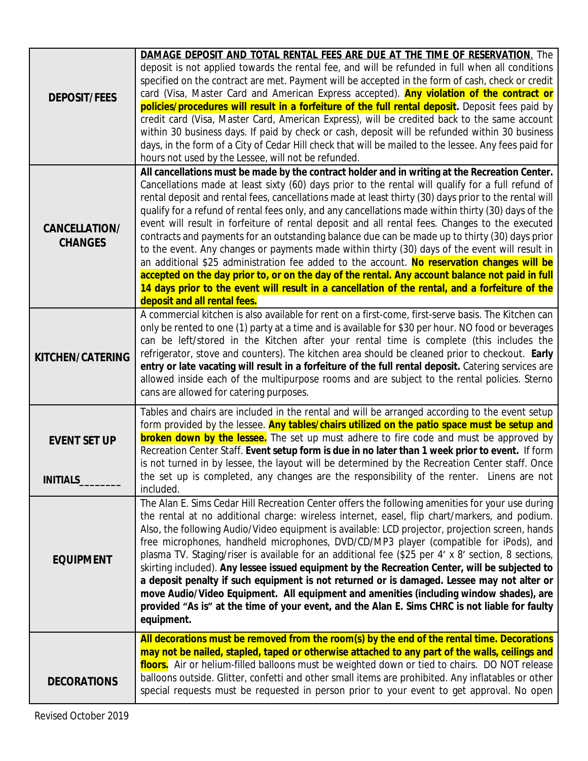| | |
|---|---|
| **DEPOSIT/FEES** | **DAMAGE DEPOSIT AND TOTAL RENTAL FEES ARE DUE AT THE TIME OF RESERVATION**. The deposit is not applied towards the rental fee, and will be refunded in full when all conditions specified on the contract are met. Payment will be accepted in the form of cash, check or credit card (Visa, Master Card and American Express accepted). **Any violation of the contract or policies/procedures will result in a forfeiture of the full rental deposit.** Deposit fees paid by credit card (Visa, Master Card, American Express), will be credited back to the same account within 30 business days. If paid by check or cash, deposit will be refunded within 30 business days, in the form of a City of Cedar Hill check that will be mailed to the lessee. Any fees paid for hours not used by the Lessee, will not be refunded. |
| **CANCELLATION/ CHANGES** | **All cancellations must be made by the contract holder and in writing at the Recreation Center.** Cancellations made at least sixty (60) days prior to the rental will qualify for a full refund of rental deposit and rental fees, cancellations made at least thirty (30) days prior to the rental will qualify for a refund of rental fees only, and any cancellations made within thirty (30) days of the event will result in forfeiture of rental deposit and all rental fees. Changes to the executed contracts and payments for an outstanding balance due can be made up to thirty (30) days prior to the event. Any changes or payments made within thirty (30) days of the event will result in an additional $25 administration fee added to the account. **No reservation changes will be accepted on the day prior to, or on the day of the rental. Any account balance not paid in full 14 days prior to the event will result in a cancellation of the rental, and a forfeiture of the deposit and all rental fees.** |
| **KITCHEN/CATERING** | A commercial kitchen is also available for rent on a first-come, first-serve basis. The Kitchen can only be rented to one (1) party at a time and is available for $30 per hour. NO food or beverages can be left/stored in the Kitchen after your rental time is complete (this includes the refrigerator, stove and counters). The kitchen area should be cleaned prior to checkout. **Early entry or late vacating will result in a forfeiture of the full rental deposit.** Catering services are allowed inside each of the multipurpose rooms and are subject to the rental policies. Sterno cans are allowed for catering purposes. |
| **EVENT SET UP**<br><br>**INITIALS________** | Tables and chairs are included in the rental and will be arranged according to the event setup form provided by the lessee. **Any tables/chairs utilized on the patio space must be setup and broken down by the lessee.** The set up must adhere to fire code and must be approved by Recreation Center Staff. **Event setup form is due in no later than 1 week prior to event.** If form is not turned in by lessee, the layout will be determined by the Recreation Center staff. Once the set up is completed, any changes are the responsibility of the renter. Linens are not included. |
| **EQUIPMENT** | The Alan E. Sims Cedar Hill Recreation Center offers the following amenities for your use during the rental at no additional charge: wireless internet, easel, flip chart/markers, and podium. Also, the following Audio/Video equipment is available: LCD projector, projection screen, hands free microphones, handheld microphones, DVD/CD/MP3 player (compatible for iPods), and plasma TV. Staging/riser is available for an additional fee ($25 per 4' x 8' section, 8 sections, skirting included). **Any lessee issued equipment by the Recreation Center, will be subjected to a deposit penalty if such equipment is not returned or is damaged. Lessee may not alter or move Audio/Video Equipment. All equipment and amenities (including window shades), are provided "As is" at the time of your event, and the Alan E. Sims CHRC is not liable for faulty equipment.** |
| **DECORATIONS** | **All decorations must be removed from the room(s) by the end of the rental time. Decorations may not be nailed, stapled, taped or otherwise attached to any part of the walls, ceilings and floors.** Air or helium-filled balloons must be weighted down or tied to chairs. DO NOT release balloons outside. Glitter, confetti and other small items are prohibited. Any inflatables or other special requests must be requested in person prior to your event to get approval. No open |

Revised October 2019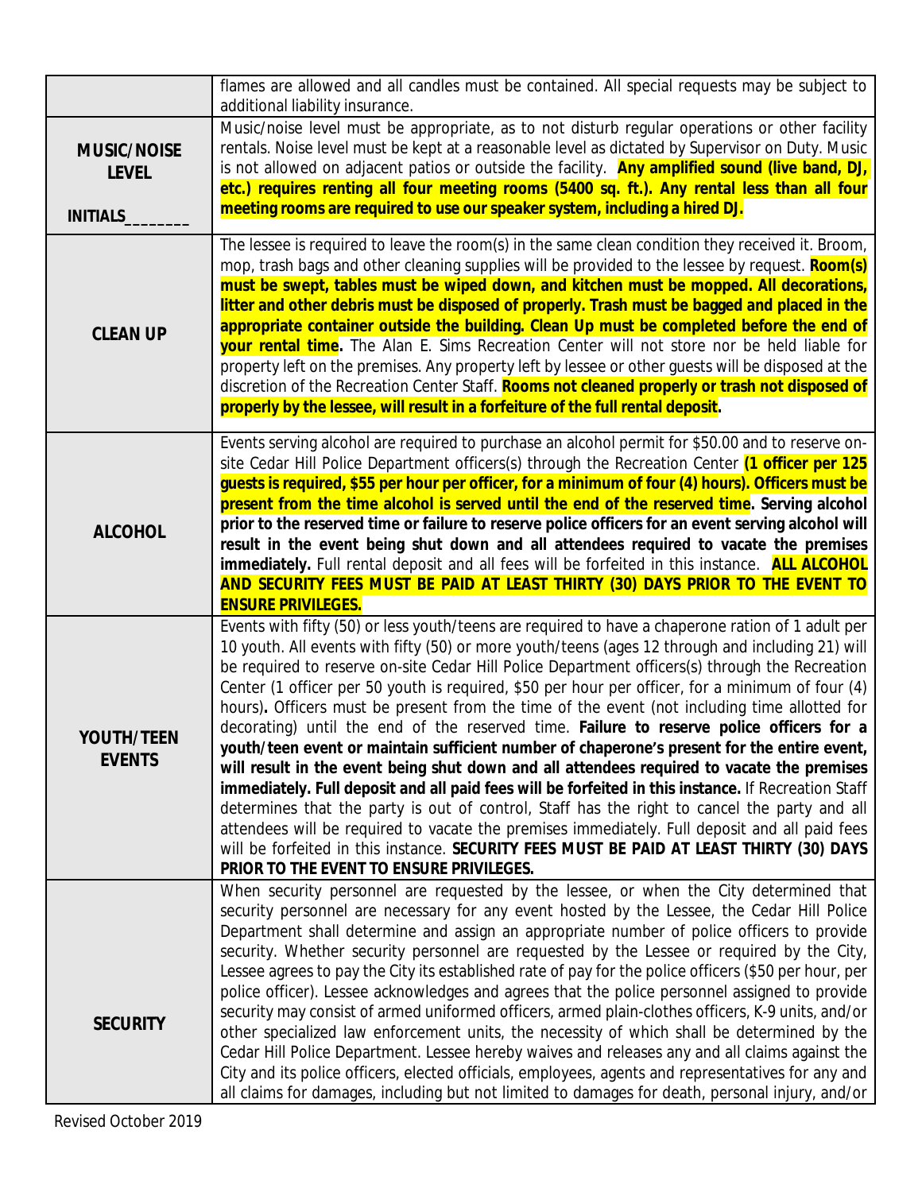| | |
|---|---|
| | flames are allowed and all candles must be contained. All special requests may be subject to additional liability insurance. |
| **MUSIC/NOISE LEVEL** <br><br> **INITIALS________** | Music/noise level must be appropriate, as to not disturb regular operations or other facility rentals. Noise level must be kept at a reasonable level as dictated by Supervisor on Duty. Music is not allowed on adjacent patios or outside the facility. **Any amplified sound (live band, DJ, etc.) requires renting all four meeting rooms (5400 sq. ft.). Any rental less than all four meeting rooms are required to use our speaker system, including a hired DJ.** |
| **CLEAN UP** | The lessee is required to leave the room(s) in the same clean condition they received it. Broom, mop, trash bags and other cleaning supplies will be provided to the lessee by request. **Room(s) must be swept, tables must be wiped down, and kitchen must be mopped. All decorations, litter and other debris must be disposed of properly. Trash must be bagged and placed in the appropriate container outside the building. Clean Up must be completed before the end of your rental time.** The Alan E. Sims Recreation Center will not store nor be held liable for property left on the premises. Any property left by lessee or other guests will be disposed at the discretion of the Recreation Center Staff. **Rooms not cleaned properly or trash not disposed of properly by the lessee, will result in a forfeiture of the full rental deposit.** |
| **ALCOHOL** | Events serving alcohol are required to purchase an alcohol permit for $50.00 and to reserve on-site Cedar Hill Police Department officers(s) through the Recreation Center **(1 officer per 125 guests is required, $55 per hour per officer, for a minimum of four (4) hours). Officers must be present from the time alcohol is served until the end of the reserved time. Serving alcohol prior to the reserved time or failure to reserve police officers for an event serving alcohol will result in the event being shut down and all attendees required to vacate the premises immediately.** Full rental deposit and all fees will be forfeited in this instance. **ALL ALCOHOL AND SECURITY FEES MUST BE PAID AT LEAST THIRTY (30) DAYS PRIOR TO THE EVENT TO ENSURE PRIVILEGES.** |
| **YOUTH/TEEN EVENTS** | Events with fifty (50) or less youth/teens are required to have a chaperone ration of 1 adult per 10 youth. All events with fifty (50) or more youth/teens (ages 12 through and including 21) will be required to reserve on-site Cedar Hill Police Department officers(s) through the Recreation Center (1 officer per 50 youth is required, $50 per hour per officer, for a minimum of four (4) hours)**.** Officers must be present from the time of the event (not including time allotted for decorating) until the end of the reserved time. **Failure to reserve police officers for a youth/teen event or maintain sufficient number of chaperone's present for the entire event, will result in the event being shut down and all attendees required to vacate the premises immediately. Full deposit and all paid fees will be forfeited in this instance.** If Recreation Staff determines that the party is out of control, Staff has the right to cancel the party and all attendees will be required to vacate the premises immediately. Full deposit and all paid fees will be forfeited in this instance. **SECURITY FEES MUST BE PAID AT LEAST THIRTY (30) DAYS PRIOR TO THE EVENT TO ENSURE PRIVILEGES.** |
| **SECURITY** | When security personnel are requested by the lessee, or when the City determined that security personnel are necessary for any event hosted by the Lessee, the Cedar Hill Police Department shall determine and assign an appropriate number of police officers to provide security. Whether security personnel are requested by the Lessee or required by the City, Lessee agrees to pay the City its established rate of pay for the police officers ($50 per hour, per police officer). Lessee acknowledges and agrees that the police personnel assigned to provide security may consist of armed uniformed officers, armed plain-clothes officers, K-9 units, and/or other specialized law enforcement units, the necessity of which shall be determined by the Cedar Hill Police Department. Lessee hereby waives and releases any and all claims against the City and its police officers, elected officials, employees, agents and representatives for any and all claims for damages, including but not limited to damages for death, personal injury, and/or |

Revised October 2019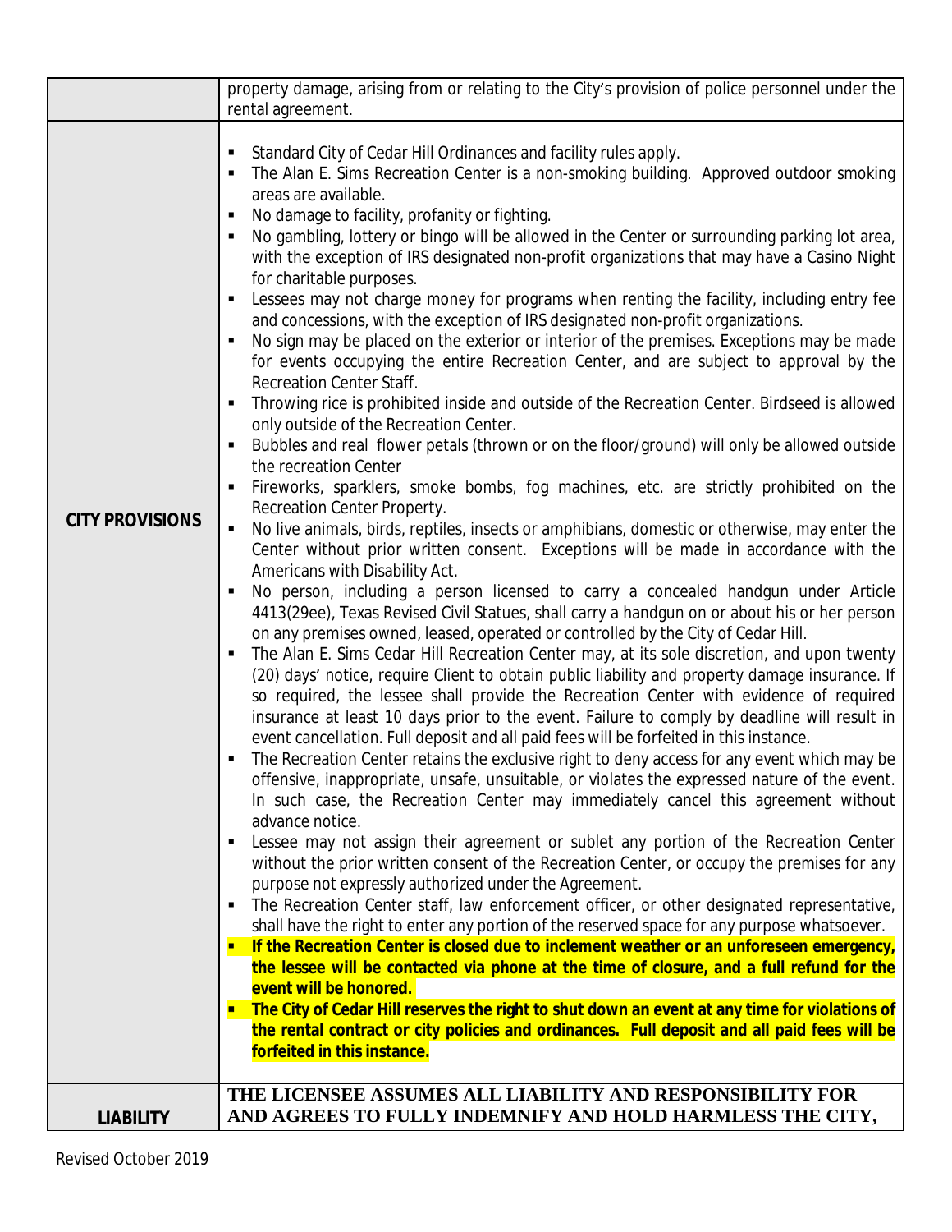| | |
|---|---|
| | property damage, arising from or relating to the City's provision of police personnel under the rental agreement. |
| **CITY PROVISIONS** | ▪ Standard City of Cedar Hill Ordinances and facility rules apply.<br>▪ The Alan E. Sims Recreation Center is a non-smoking building. Approved outdoor smoking areas are available.<br>▪ No damage to facility, profanity or fighting.<br>▪ No gambling, lottery or bingo will be allowed in the Center or surrounding parking lot area, with the exception of IRS designated non-profit organizations that may have a Casino Night for charitable purposes.<br>▪ Lessees may not charge money for programs when renting the facility, including entry fee and concessions, with the exception of IRS designated non-profit organizations.<br>▪ No sign may be placed on the exterior or interior of the premises. Exceptions may be made for events occupying the entire Recreation Center, and are subject to approval by the Recreation Center Staff.<br>▪ Throwing rice is prohibited inside and outside of the Recreation Center. Birdseed is allowed only outside of the Recreation Center.<br>▪ Bubbles and real flower petals (thrown or on the floor/ground) will only be allowed outside the recreation Center<br>▪ Fireworks, sparklers, smoke bombs, fog machines, etc. are strictly prohibited on the Recreation Center Property.<br>▪ No live animals, birds, reptiles, insects or amphibians, domestic or otherwise, may enter the Center without prior written consent. Exceptions will be made in accordance with the Americans with Disability Act.<br>▪ No person, including a person licensed to carry a concealed handgun under Article 4413(29ee), Texas Revised Civil Statues, shall carry a handgun on or about his or her person on any premises owned, leased, operated or controlled by the City of Cedar Hill.<br>▪ The Alan E. Sims Cedar Hill Recreation Center may, at its sole discretion, and upon twenty (20) days' notice, require Client to obtain public liability and property damage insurance. If so required, the lessee shall provide the Recreation Center with evidence of required insurance at least 10 days prior to the event. Failure to comply by deadline will result in event cancellation. Full deposit and all paid fees will be forfeited in this instance.<br>▪ The Recreation Center retains the exclusive right to deny access for any event which may be offensive, inappropriate, unsafe, unsuitable, or violates the expressed nature of the event. In such case, the Recreation Center may immediately cancel this agreement without advance notice.<br>▪ Lessee may not assign their agreement or sublet any portion of the Recreation Center without the prior written consent of the Recreation Center, or occupy the premises for any purpose not expressly authorized under the Agreement.<br>▪ The Recreation Center staff, law enforcement officer, or other designated representative, shall have the right to enter any portion of the reserved space for any purpose whatsoever.<br>▪ **If the Recreation Center is closed due to inclement weather or an unforeseen emergency, the lessee will be contacted via phone at the time of closure, and a full refund for the event will be honored.**<br>▪ **The City of Cedar Hill reserves the right to shut down an event at any time for violations of the rental contract or city policies and ordinances. Full deposit and all paid fees will be forfeited in this instance.** |
| **LIABILITY** | **THE LICENSEE ASSUMES ALL LIABILITY AND RESPONSIBILITY FOR AND AGREES TO FULLY INDEMNIFY AND HOLD HARMLESS THE CITY,** |

Revised October 2019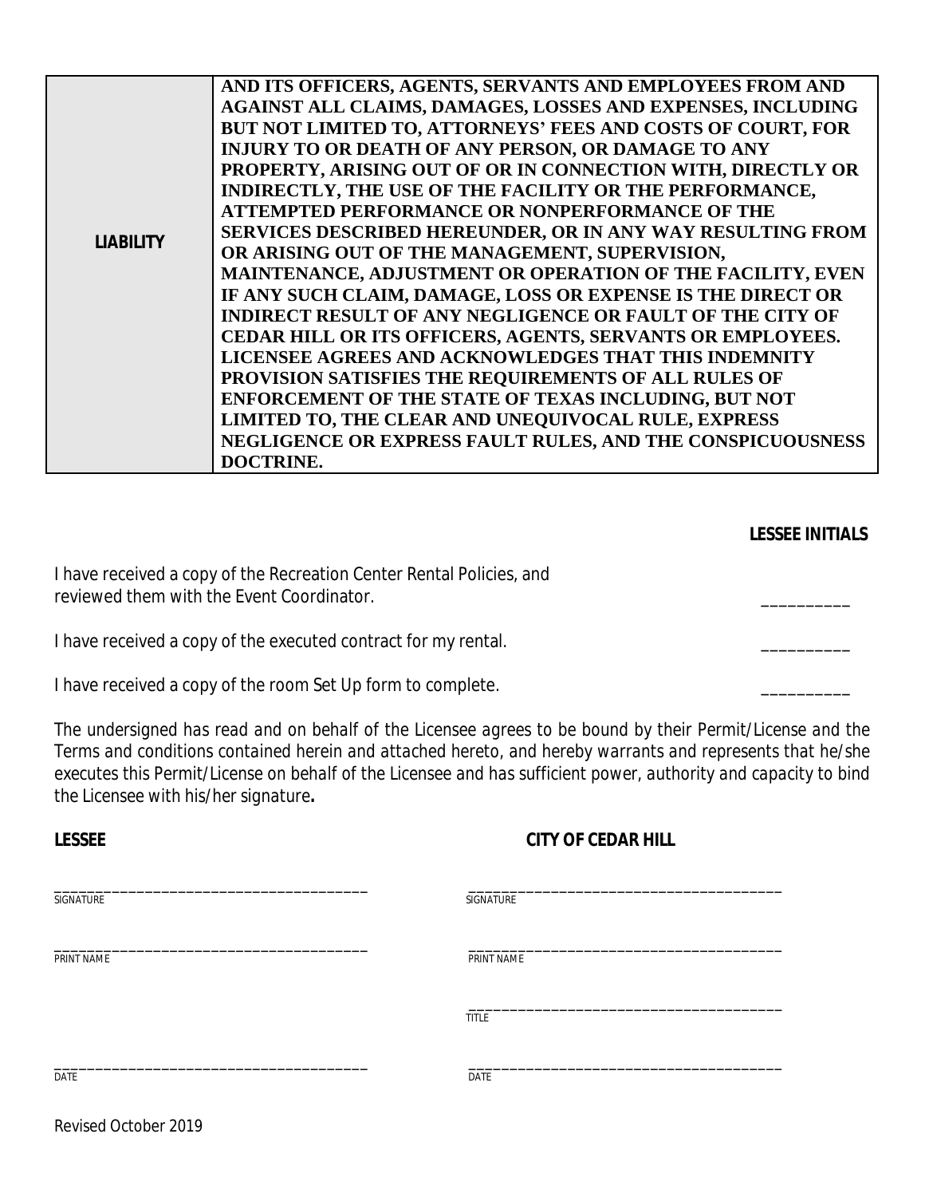| | |
|---|---|
| **LIABILITY** | **AND ITS OFFICERS, AGENTS, SERVANTS AND EMPLOYEES FROM AND AGAINST ALL CLAIMS, DAMAGES, LOSSES AND EXPENSES, INCLUDING BUT NOT LIMITED TO, ATTORNEYS' FEES AND COSTS OF COURT, FOR INJURY TO OR DEATH OF ANY PERSON, OR DAMAGE TO ANY PROPERTY, ARISING OUT OF OR IN CONNECTION WITH, DIRECTLY OR INDIRECTLY, THE USE OF THE FACILITY OR THE PERFORMANCE, ATTEMPTED PERFORMANCE OR NONPERFORMANCE OF THE SERVICES DESCRIBED HEREUNDER, OR IN ANY WAY RESULTING FROM OR ARISING OUT OF THE MANAGEMENT, SUPERVISION, MAINTENANCE, ADJUSTMENT OR OPERATION OF THE FACILITY, EVEN IF ANY SUCH CLAIM, DAMAGE, LOSS OR EXPENSE IS THE DIRECT OR INDIRECT RESULT OF ANY NEGLIGENCE OR FAULT OF THE CITY OF CEDAR HILL OR ITS OFFICERS, AGENTS, SERVANTS OR EMPLOYEES. LICENSEE AGREES AND ACKNOWLEDGES THAT THIS INDEMNITY PROVISION SATISFIES THE REQUIREMENTS OF ALL RULES OF ENFORCEMENT OF THE STATE OF TEXAS INCLUDING, BUT NOT LIMITED TO, THE CLEAR AND UNEQUIVOCAL RULE, EXPRESS NEGLIGENCE OR EXPRESS FAULT RULES, AND THE CONSPICUOUSNESS DOCTRINE.** |

| | **LESSEE INITIALS** |
|---|---|
| I have received a copy of the Recreation Center Rental Policies, and reviewed them with the Event Coordinator. | __________ |
| I have received a copy of the executed contract for my rental. | __________ |
| I have received a copy of the room Set Up form to complete. | __________ |

The undersigned has read and on behalf of the Licensee agrees to be bound by their Permit/License and the Terms and conditions contained herein and attached hereto, and hereby warrants and represents that he/she executes this Permit/License on behalf of the Licensee and has sufficient power, authority and capacity to bind the Licensee with his/her signature**.**

| **LESSEE** | **CITY OF CEDAR HILL** |
|---|---|
| ______________________________________ SIGNATURE | ______________________________________ SIGNATURE |
| ______________________________________ PRINT NAME | ______________________________________ PRINT NAME |
| | ______________________________________ TITLE |
| ______________________________________ DATE | ______________________________________ DATE |

Revised October 2019